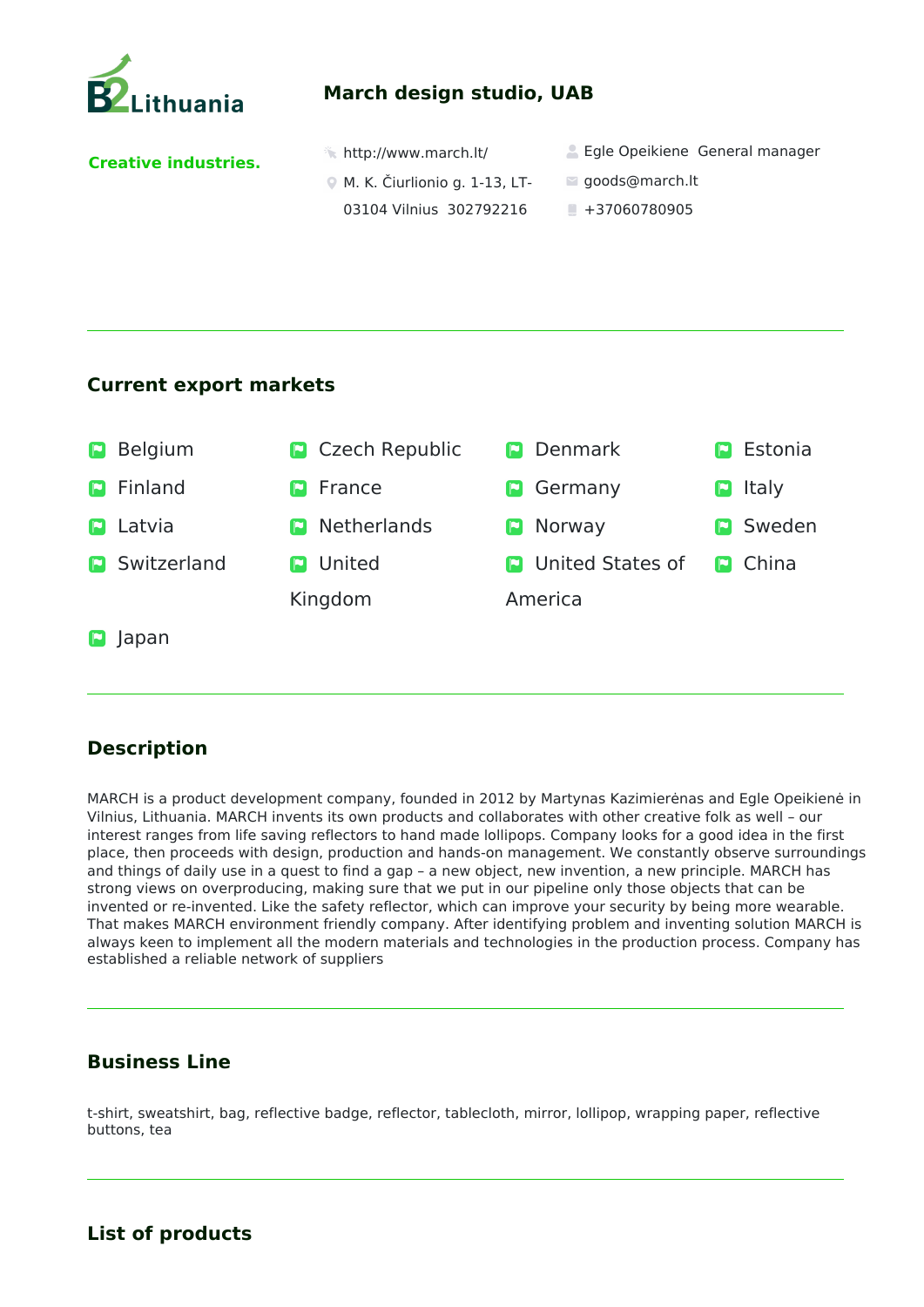# March design studio, UAB

**Creative industries.**

http://www.march.lt/

M. K. Čiurlionio g. 1-13, LT-03104 Vilnius 302792216

Egle Opeikiene General manager

goods@march.lt

+37060780905

## Current export markets

- Belgium
- Czech Republic
- Denmark
- Estonia
- Finland
- France
- Germany
- Italy
- Latvia
- Netherlands
- Norway
- Sweden
- Switzerland
- United Kingdom
- United States of America
- China
- Japan

## Description

MARCH is a product development company, founded in 2012 by Martynas Kazimierėnas and Egle Opeikienė in Vilnius, Lithuania. MARCH invents its own products and collaborates with other creative folk as well – our interest ranges from life saving reflectors to hand made lollipops. Company looks for a good idea in the first place, then proceeds with design, production and hands-on management. We constantly observe surroundings and things of daily use in a quest to find a gap – a new object, new invention, a new principle. MARCH has strong views on overproducing, making sure that we put in our pipeline only those objects that can be invented or re-invented. Like the safety reflector, which can improve your security by being more wearable. That makes MARCH environment friendly company. After identifying problem and inventing solution MARCH is always keen to implement all the modern materials and technologies in the production process. Company has established a reliable network of suppliers

## Business Line

t-shirt, sweatshirt, bag, reflective badge, reflector, tablecloth, mirror, lollipop, wrapping paper, reflective buttons, tea

## List of products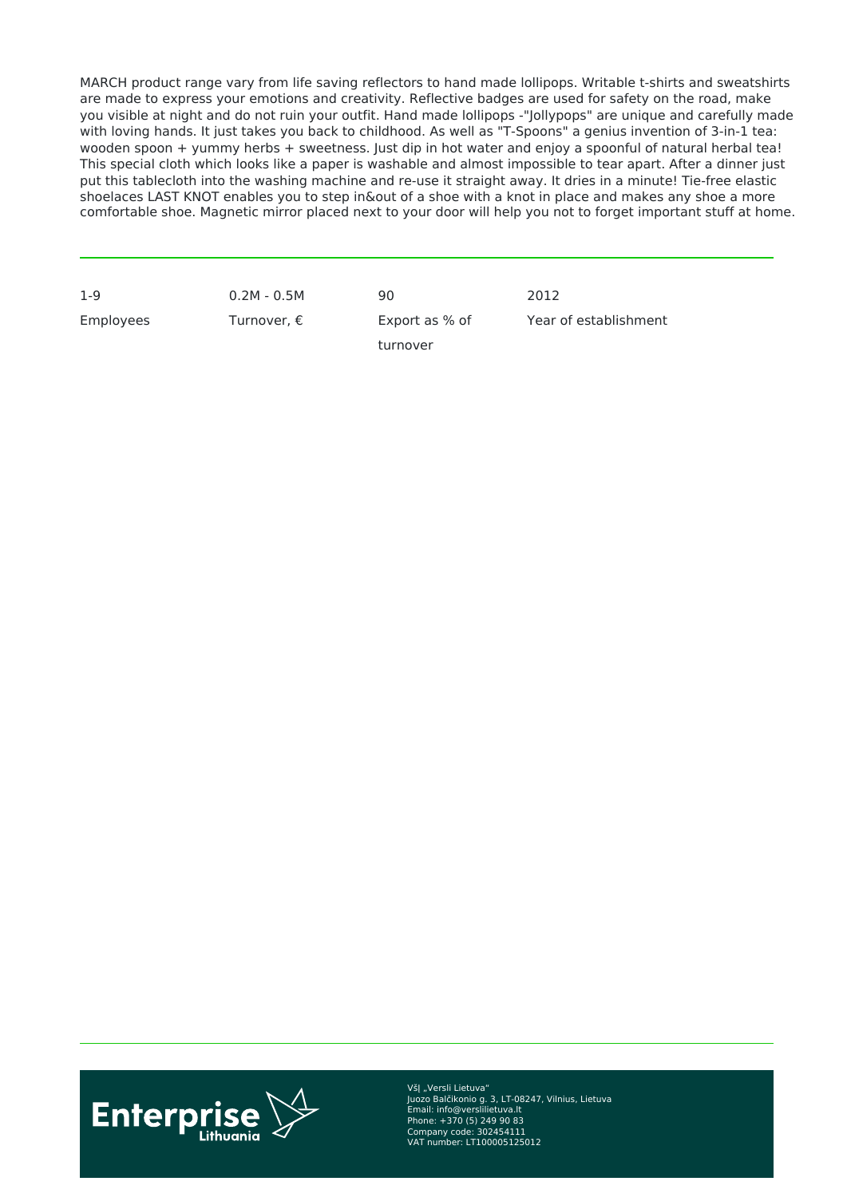MARCH product range vary from life saving reflectors to hand made lollipops. Writable t-shirts and sweatshirts are made to express your emotions and creativity. Reflective badges are used for safety on the road, make you visible at night and do not ruin your outfit. Hand made lollipops -"Jollypops" are unique and carefully made with loving hands. It just takes you back to childhood. As well as "T-Spoons" a genius invention of 3-in-1 tea: wooden spoon + yummy herbs + sweetness. Just dip in hot water and enjoy a spoonful of natural herbal tea! This special cloth which looks like a paper is washable and almost impossible to tear apart. After a dinner just put this tablecloth into the washing machine and re-use it straight away. It dries in a minute! Tie-free elastic shoelaces LAST KNOT enables you to step in&out of a shoe with a knot in place and makes any shoe a more comfortable shoe. Magnetic mirror placed next to your door will help you not to forget important stuff at home.

| | | | |
|---|---|---|---|
| 1-9 | 0.2M - 0.5M | 90 | 2012 |
| Employees | Turnover, € | Export as % of turnover | Year of establishment |

VšĮ „Versli Lietuva"
Juozo Balčikonio g. 3, LT-08247, Vilnius, Lietuva
Email: info@verslilietuva.lt
Phone: +370 (5) 249 90 83
Company code: 302454111
VAT number: LT100005125012